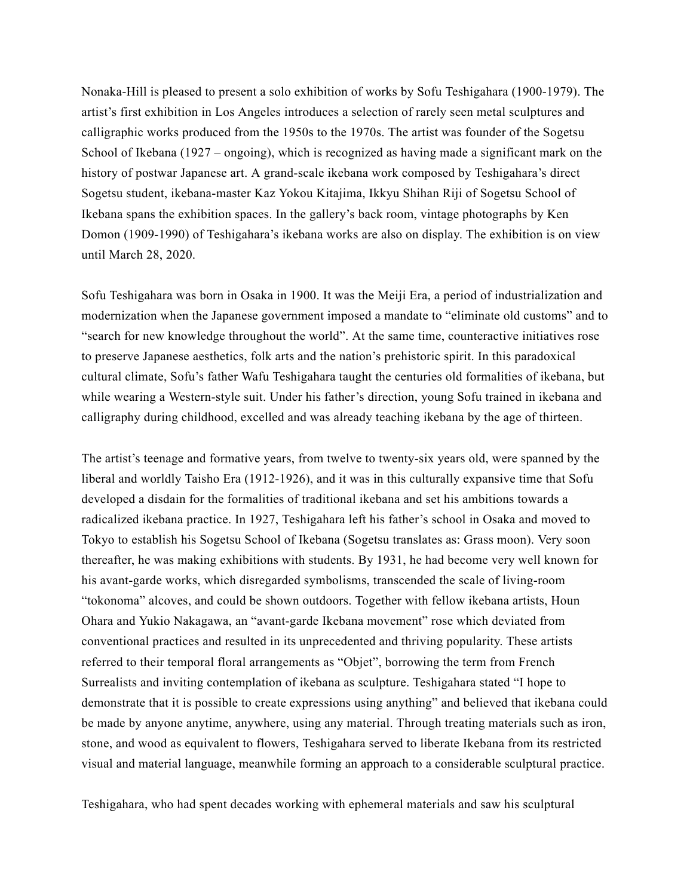Nonaka-Hill is pleased to present a solo exhibition of works by Sofu Teshigahara (1900-1979). The artist's first exhibition in Los Angeles introduces a selection of rarely seen metal sculptures and calligraphic works produced from the 1950s to the 1970s. The artist was founder of the Sogetsu School of Ikebana (1927 – ongoing), which is recognized as having made a significant mark on the history of postwar Japanese art. A grand-scale ikebana work composed by Teshigahara's direct Sogetsu student, ikebana-master Kaz Yokou Kitajima, Ikkyu Shihan Riji of Sogetsu School of Ikebana spans the exhibition spaces. In the gallery's back room, vintage photographs by Ken Domon (1909-1990) of Teshigahara's ikebana works are also on display. The exhibition is on view until March 28, 2020.

Sofu Teshigahara was born in Osaka in 1900. It was the Meiji Era, a period of industrialization and modernization when the Japanese government imposed a mandate to "eliminate old customs" and to "search for new knowledge throughout the world". At the same time, counteractive initiatives rose to preserve Japanese aesthetics, folk arts and the nation's prehistoric spirit. In this paradoxical cultural climate, Sofu's father Wafu Teshigahara taught the centuries old formalities of ikebana, but while wearing a Western-style suit. Under his father's direction, young Sofu trained in ikebana and calligraphy during childhood, excelled and was already teaching ikebana by the age of thirteen.

The artist's teenage and formative years, from twelve to twenty-six years old, were spanned by the liberal and worldly Taisho Era (1912-1926), and it was in this culturally expansive time that Sofu developed a disdain for the formalities of traditional ikebana and set his ambitions towards a radicalized ikebana practice. In 1927, Teshigahara left his father's school in Osaka and moved to Tokyo to establish his Sogetsu School of Ikebana (Sogetsu translates as: Grass moon). Very soon thereafter, he was making exhibitions with students. By 1931, he had become very well known for his avant-garde works, which disregarded symbolisms, transcended the scale of living-room "tokonoma" alcoves, and could be shown outdoors. Together with fellow ikebana artists, Houn Ohara and Yukio Nakagawa, an "avant-garde Ikebana movement" rose which deviated from conventional practices and resulted in its unprecedented and thriving popularity. These artists referred to their temporal floral arrangements as "Objet", borrowing the term from French Surrealists and inviting contemplation of ikebana as sculpture. Teshigahara stated "I hope to demonstrate that it is possible to create expressions using anything" and believed that ikebana could be made by anyone anytime, anywhere, using any material. Through treating materials such as iron, stone, and wood as equivalent to flowers, Teshigahara served to liberate Ikebana from its restricted visual and material language, meanwhile forming an approach to a considerable sculptural practice.

Teshigahara, who had spent decades working with ephemeral materials and saw his sculptural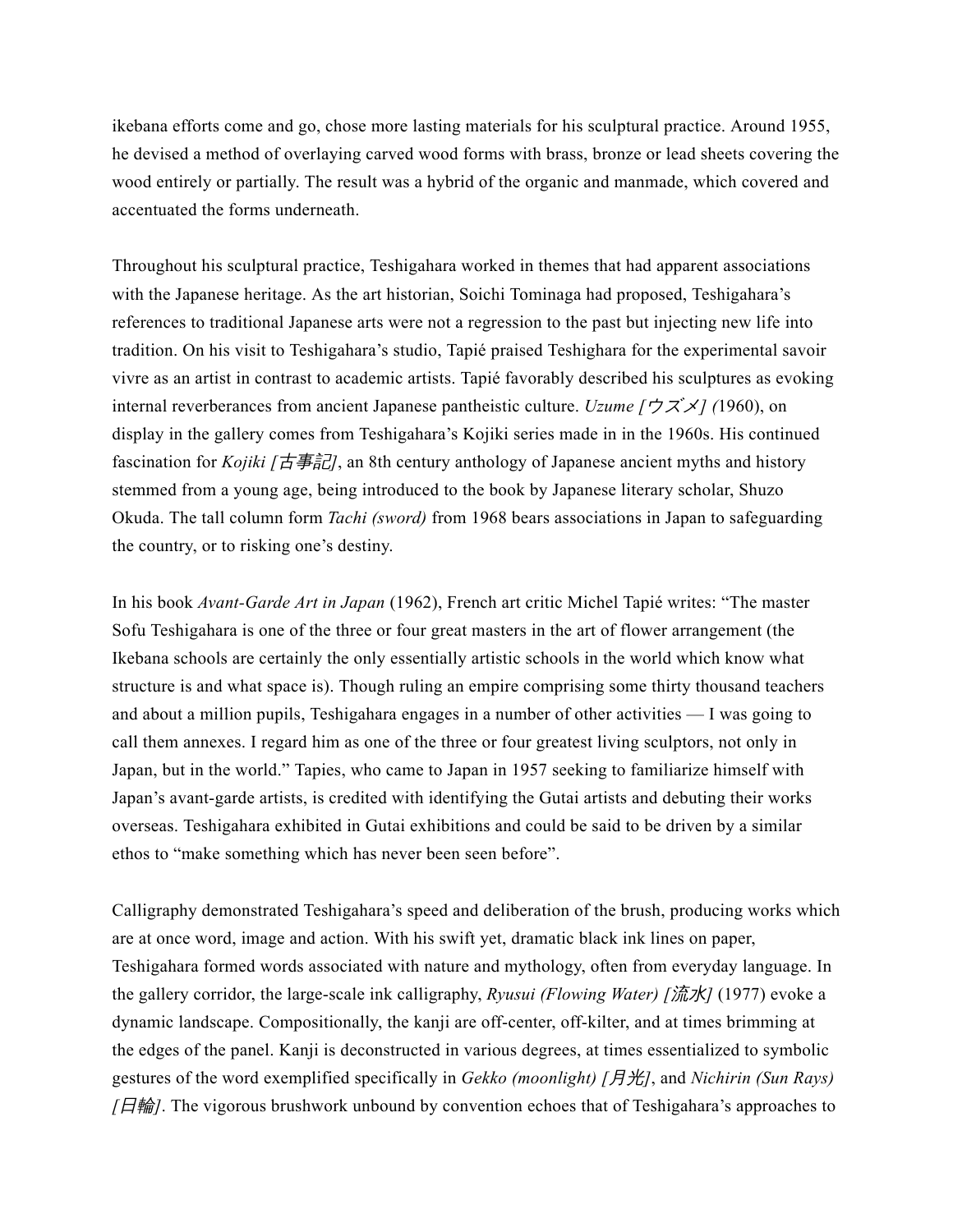ikebana efforts come and go, chose more lasting materials for his sculptural practice. Around 1955, he devised a method of overlaying carved wood forms with brass, bronze or lead sheets covering the wood entirely or partially. The result was a hybrid of the organic and manmade, which covered and accentuated the forms underneath.

Throughout his sculptural practice, Teshigahara worked in themes that had apparent associations with the Japanese heritage. As the art historian, Soichi Tominaga had proposed, Teshigahara's references to traditional Japanese arts were not a regression to the past but injecting new life into tradition. On his visit to Teshigahara's studio, Tapié praised Teshighara for the experimental savoir vivre as an artist in contrast to academic artists. Tapié favorably described his sculptures as evoking internal reverberances from ancient Japanese pantheistic culture. *Uzume [ウズメ] (*1960), on display in the gallery comes from Teshigahara's Kojiki series made in in the 1960s. His continued fascination for *Kojiki [古事記]*, an 8th century anthology of Japanese ancient myths and history stemmed from a young age, being introduced to the book by Japanese literary scholar, Shuzo Okuda. The tall column form *Tachi (sword)* from 1968 bears associations in Japan to safeguarding the country, or to risking one's destiny.

In his book *Avant-Garde Art in Japan* (1962), French art critic Michel Tapié writes: "The master Sofu Teshigahara is one of the three or four great masters in the art of flower arrangement (the Ikebana schools are certainly the only essentially artistic schools in the world which know what structure is and what space is). Though ruling an empire comprising some thirty thousand teachers and about a million pupils, Teshigahara engages in a number of other activities — I was going to call them annexes. I regard him as one of the three or four greatest living sculptors, not only in Japan, but in the world." Tapies, who came to Japan in 1957 seeking to familiarize himself with Japan's avant-garde artists, is credited with identifying the Gutai artists and debuting their works overseas. Teshigahara exhibited in Gutai exhibitions and could be said to be driven by a similar ethos to "make something which has never been seen before".

Calligraphy demonstrated Teshigahara's speed and deliberation of the brush, producing works which are at once word, image and action. With his swift yet, dramatic black ink lines on paper, Teshigahara formed words associated with nature and mythology, often from everyday language. In the gallery corridor, the large-scale ink calligraphy, *Ryusui (Flowing Water) [流水]* (1977) evoke a dynamic landscape. Compositionally, the kanji are off-center, off-kilter, and at times brimming at the edges of the panel. Kanji is deconstructed in various degrees, at times essentialized to symbolic gestures of the word exemplified specifically in *Gekko (moonlight) [月光]*, and *Nichirin (Sun Rays) [日輪]*. The vigorous brushwork unbound by convention echoes that of Teshigahara's approaches to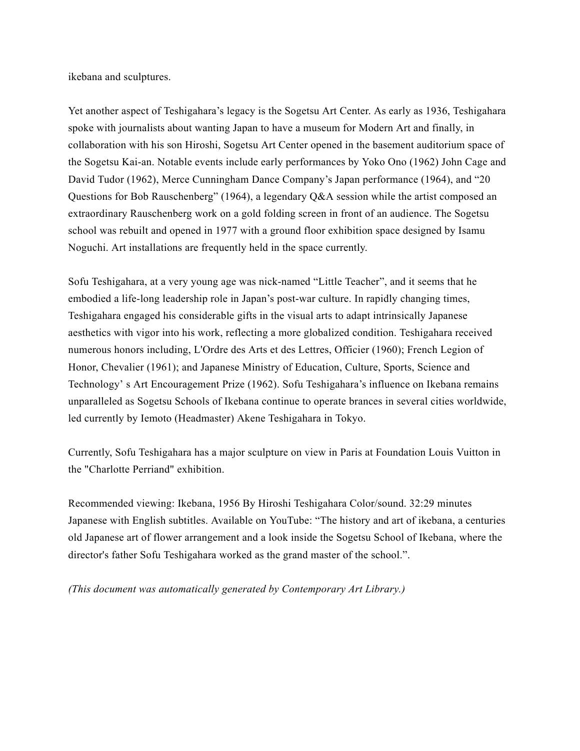ikebana and sculptures.

Yet another aspect of Teshigahara's legacy is the Sogetsu Art Center. As early as 1936, Teshigahara spoke with journalists about wanting Japan to have a museum for Modern Art and finally, in collaboration with his son Hiroshi, Sogetsu Art Center opened in the basement auditorium space of the Sogetsu Kai-an. Notable events include early performances by Yoko Ono (1962) John Cage and David Tudor (1962), Merce Cunningham Dance Company's Japan performance (1964), and "20 Questions for Bob Rauschenberg" (1964), a legendary Q&A session while the artist composed an extraordinary Rauschenberg work on a gold folding screen in front of an audience. The Sogetsu school was rebuilt and opened in 1977 with a ground floor exhibition space designed by Isamu Noguchi. Art installations are frequently held in the space currently.

Sofu Teshigahara, at a very young age was nick-named "Little Teacher", and it seems that he embodied a life-long leadership role in Japan's post-war culture. In rapidly changing times, Teshigahara engaged his considerable gifts in the visual arts to adapt intrinsically Japanese aesthetics with vigor into his work, reflecting a more globalized condition. Teshigahara received numerous honors including, L'Ordre des Arts et des Lettres, Officier (1960); French Legion of Honor, Chevalier (1961); and Japanese Ministry of Education, Culture, Sports, Science and Technology' s Art Encouragement Prize (1962). Sofu Teshigahara's influence on Ikebana remains unparalleled as Sogetsu Schools of Ikebana continue to operate brances in several cities worldwide, led currently by Iemoto (Headmaster) Akene Teshigahara in Tokyo.

Currently, Sofu Teshigahara has a major sculpture on view in Paris at Foundation Louis Vuitton in the "Charlotte Perriand" exhibition.

Recommended viewing: Ikebana, 1956 By Hiroshi Teshigahara Color/sound. 32:29 minutes Japanese with English subtitles. Available on YouTube: "The history and art of ikebana, a centuries old Japanese art of flower arrangement and a look inside the Sogetsu School of Ikebana, where the director's father Sofu Teshigahara worked as the grand master of the school.".

*(This document was automatically generated by Contemporary Art Library.)*